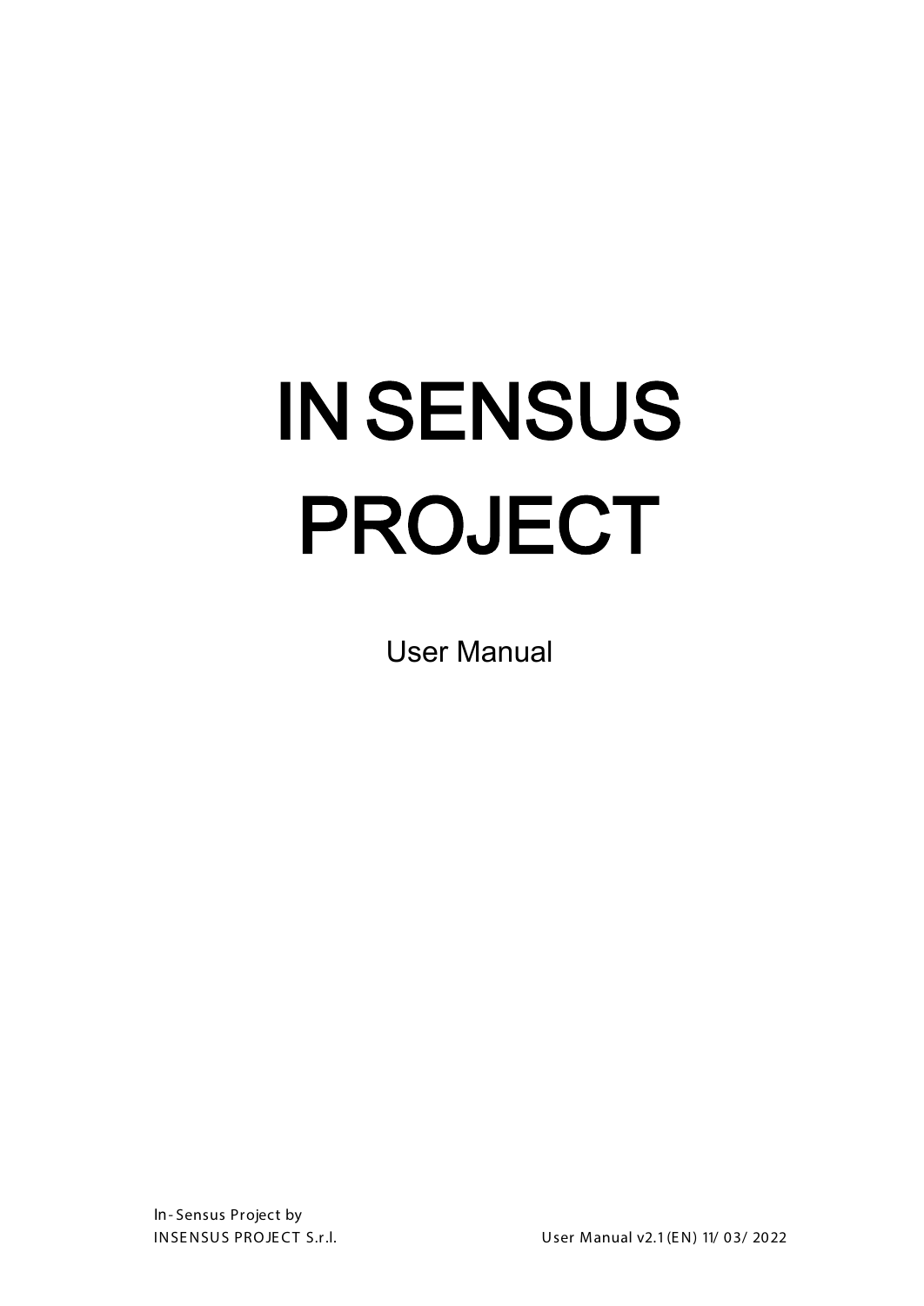# IN SENSUS PROJECT

User Manual

In-Sensus Project by
INSENSUS PROJECT S.r.l.

User Manual v2.1 (EN) 11/03/2022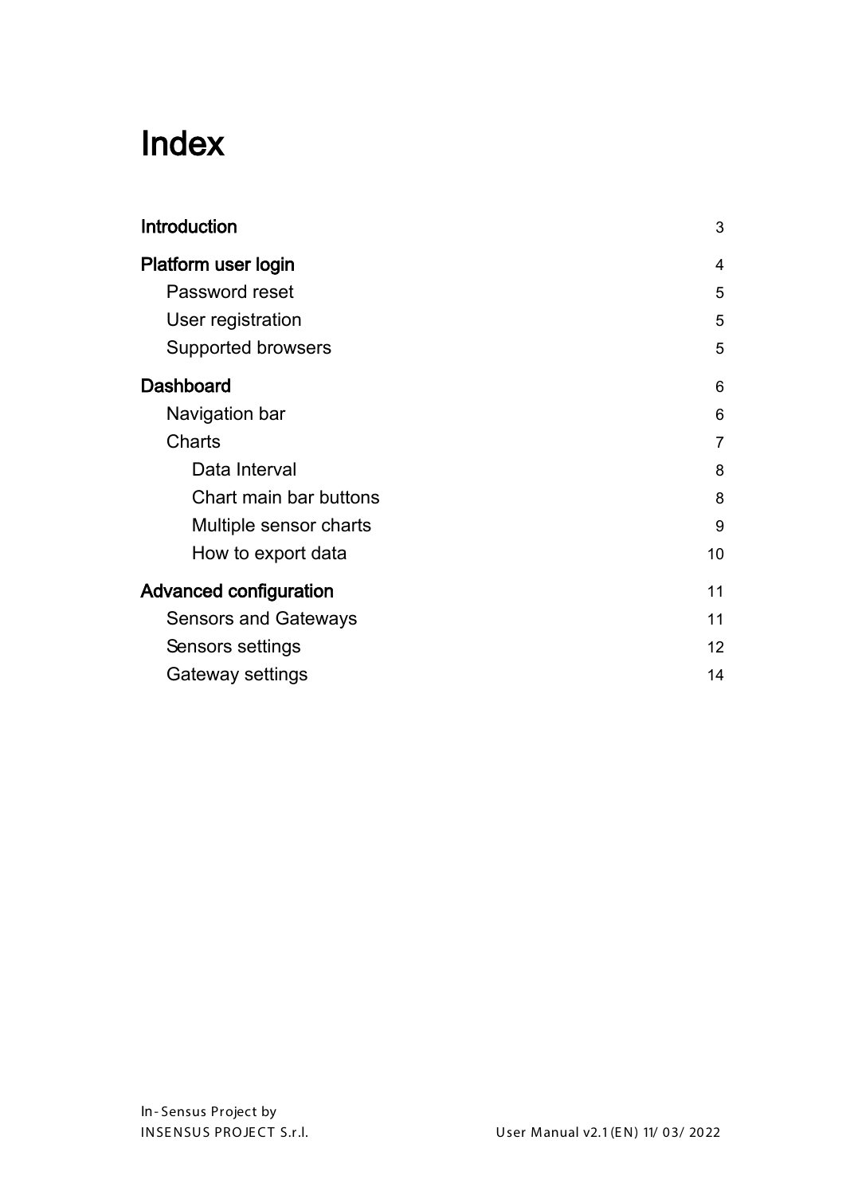# Index

| | |
|---|---|
| **Introduction** | 3 |
| **Platform user login** | 4 |
| Password reset | 5 |
| User registration | 5 |
| Supported browsers | 5 |
| **Dashboard** | 6 |
| Navigation bar | 6 |
| Charts | 7 |
| Data Interval | 8 |
| Chart main bar buttons | 8 |
| Multiple sensor charts | 9 |
| How to export data | 10 |
| **Advanced configuration** | 11 |
| Sensors and Gateways | 11 |
| Sensors settings | 12 |
| Gateway settings | 14 |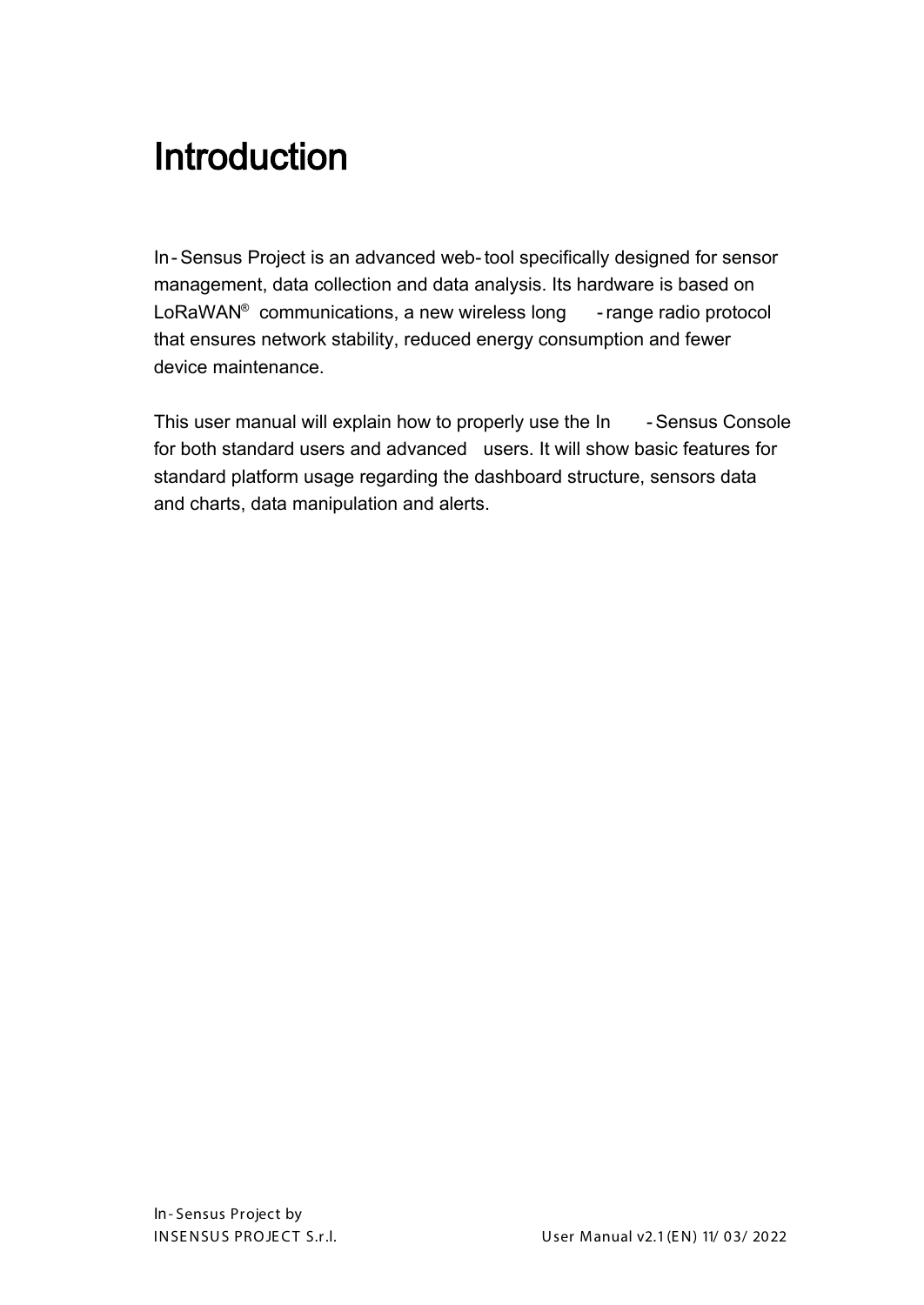# Introduction

In-Sensus Project is an advanced web-tool specifically designed for sensor management, data collection and data analysis. Its hardware is based on LoRaWAN® communications, a new wireless long-range radio protocol that ensures network stability, reduced energy consumption and fewer device maintenance.

This user manual will explain how to properly use the In-Sensus Console for both standard users and advanced users. It will show basic features for standard platform usage regarding the dashboard structure, sensors data and charts, data manipulation and alerts.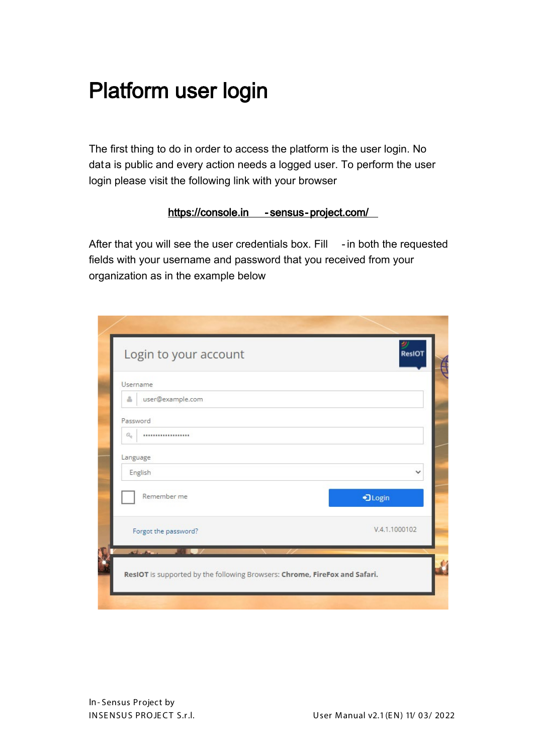# Platform user login

The first thing to do in order to access the platform is the user login. No data is public and every action needs a logged user. To perform the user login please visit the following link with your browser

https://console.in-sensus-project.com/

After that you will see the user credentials box. Fill-in both the requested fields with your username and password that you received from your organization as in the example below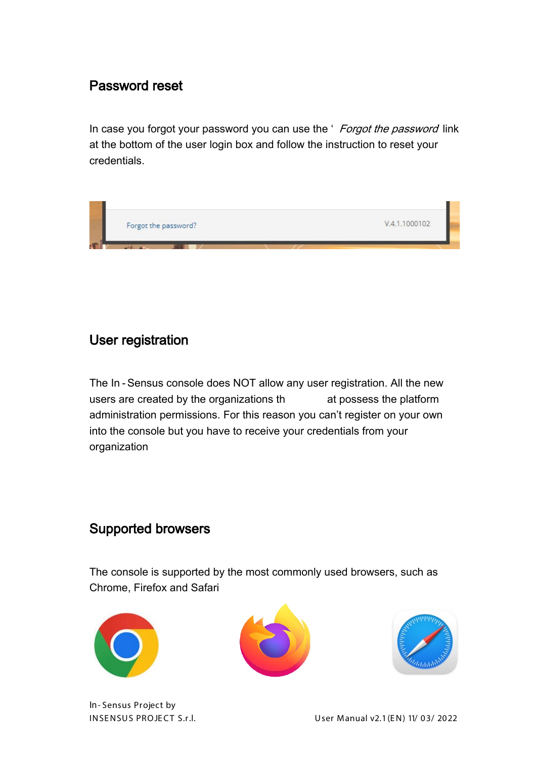## Password reset

In case you forgot your password you can use the ' *Forgot the password* link at the bottom of the user login box and follow the instruction to reset your credentials.

## User registration

The In - Sensus console does NOT allow any user registration. All the new users are created by the organizations th at possess the platform administration permissions. For this reason you can't register on your own into the console but you have to receive your credentials from your organization

## Supported browsers

The console is supported by the most commonly used browsers, such as Chrome, Firefox and Safari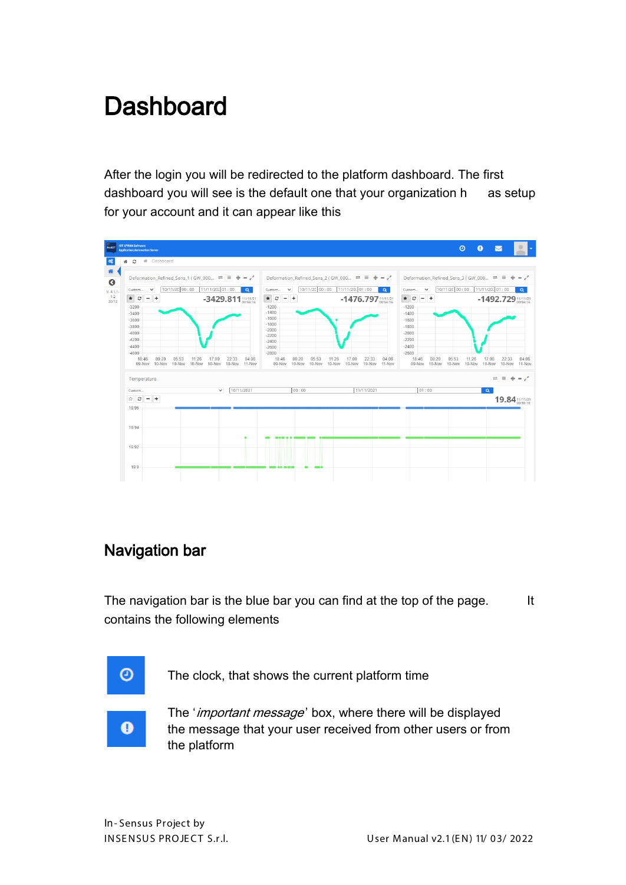# Dashboard

After the login you will be redirected to the platform dashboard. The first dashboard you will see is the default one that your organization h as setup for your account and it can appear like this

## Navigation bar

The navigation bar is the blue bar you can find at the top of the page. It contains the following elements

The clock, that shows the current platform time

The '*important message*' box, where there will be displayed the message that your user received from other users or from the platform

In-Sensus Project by
INSENSUS PROJECT S.r.l.

User Manual v2.1(EN) 11/ 03/ 2022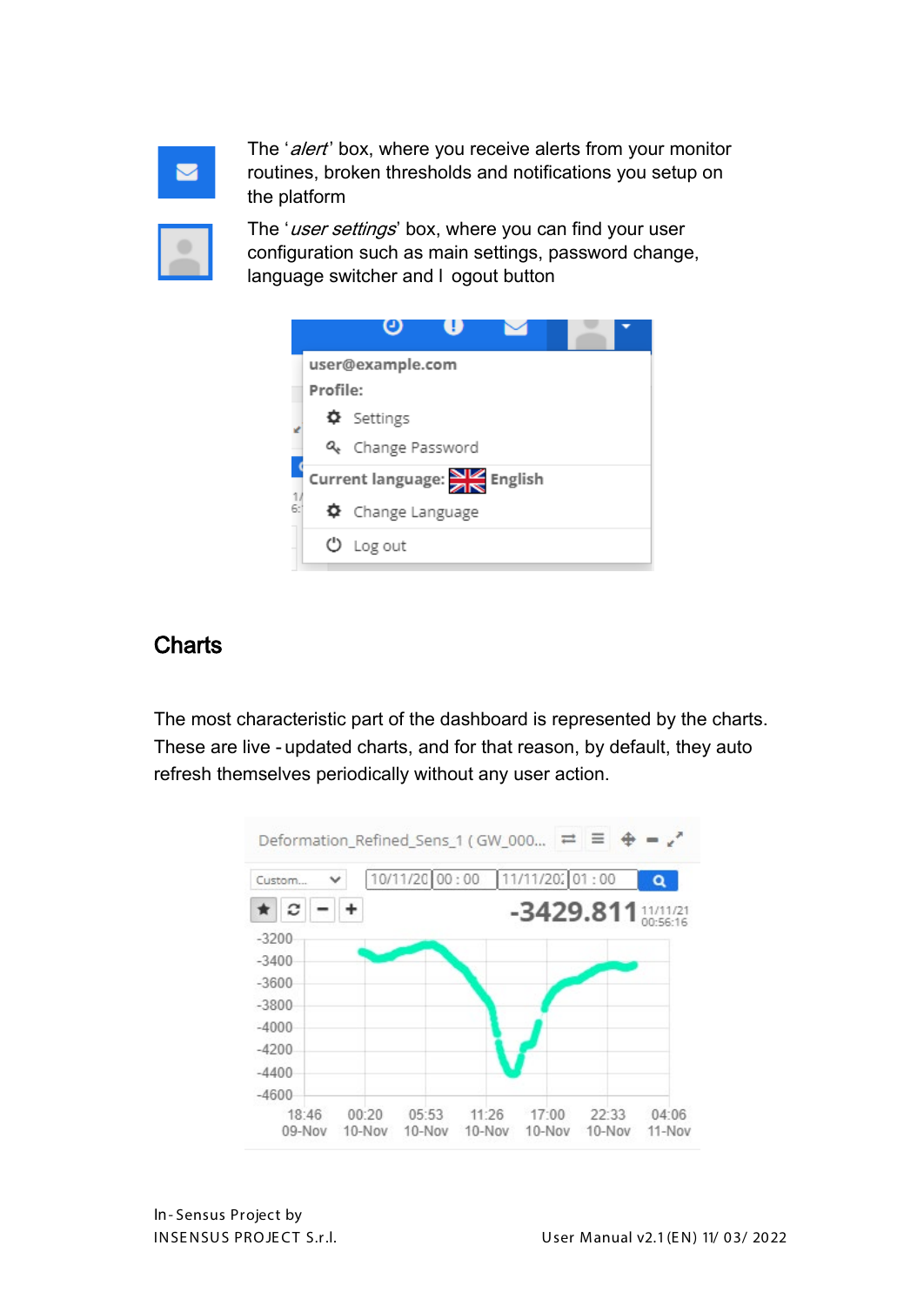The '*alert*' box, where you receive alerts from your monitor routines, broken thresholds and notifications you setup on the platform

The '*user settings*' box, where you can find your user configuration such as main settings, password change, language switcher and l ogout button

## Charts

The most characteristic part of the dashboard is represented by the charts. These are live - updated charts, and for that reason, by default, they auto refresh themselves periodically without any user action.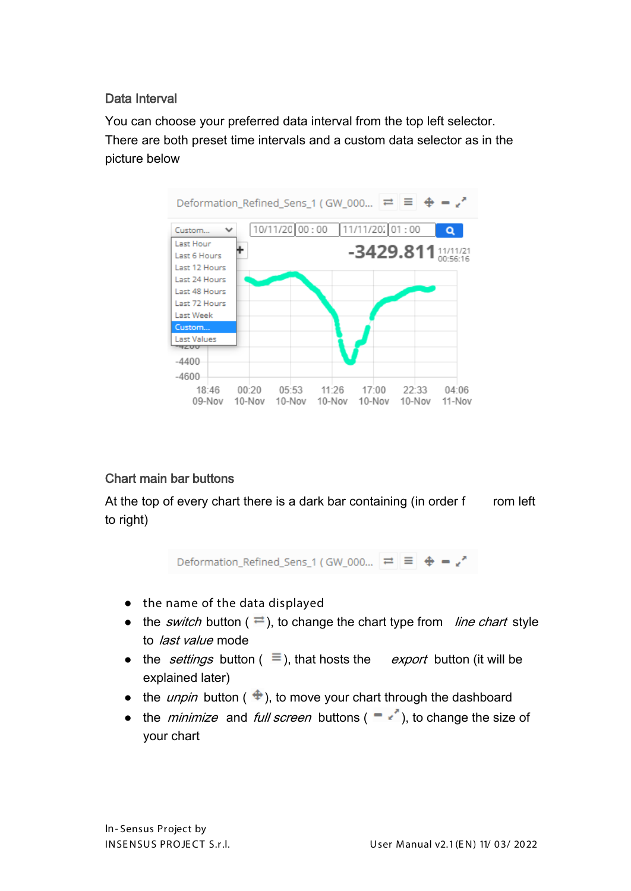### Data Interval

You can choose your preferred data interval from the top left selector. There are both preset time intervals and a custom data selector as in the picture below

### Chart main bar buttons

At the top of every chart there is a dark bar containing (in order from left to right)

- the name of the data displayed
- the *switch* button ( ⇄ ), to change the chart type from *line chart* style to *last value* mode
- the *settings* button ( ≡ ), that hosts the *export* button (it will be explained later)
- the *unpin* button ( ✥ ), to move your chart through the dashboard
- the *minimize* and *full screen* buttons ( ▬ ⤢ ), to change the size of your chart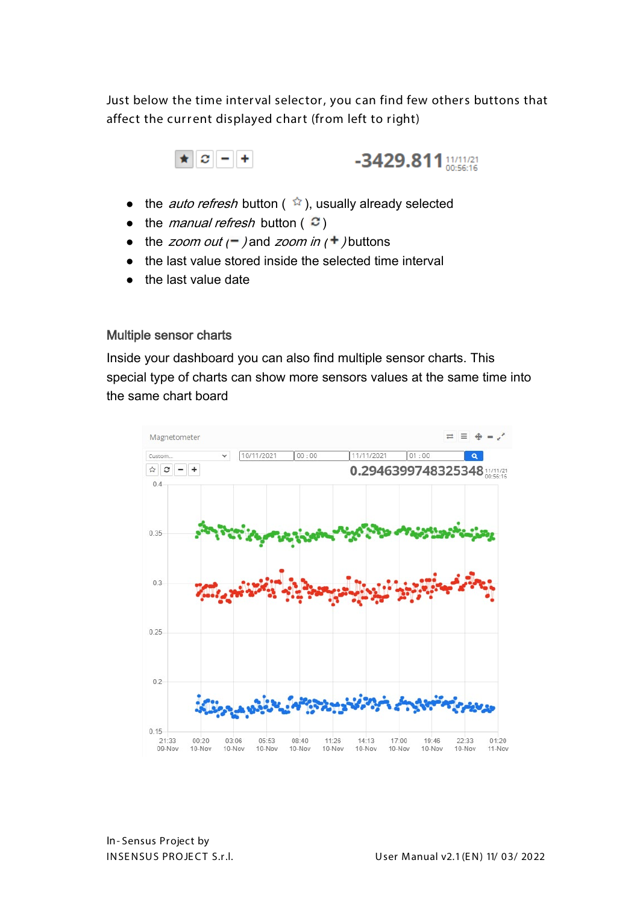Just below the time interval selector, you can find few others buttons that affect the current displayed chart (from left to right)

- the *auto refresh* button ( ☆ ), usually already selected
- the *manual refresh* button ( ↻ )
- the *zoom out* ( **−** ) and *zoom in* ( **+** ) buttons
- the last value stored inside the selected time interval
- the last value date

### Multiple sensor charts

Inside your dashboard you can also find multiple sensor charts. This special type of charts can show more sensors values at the same time into the same chart board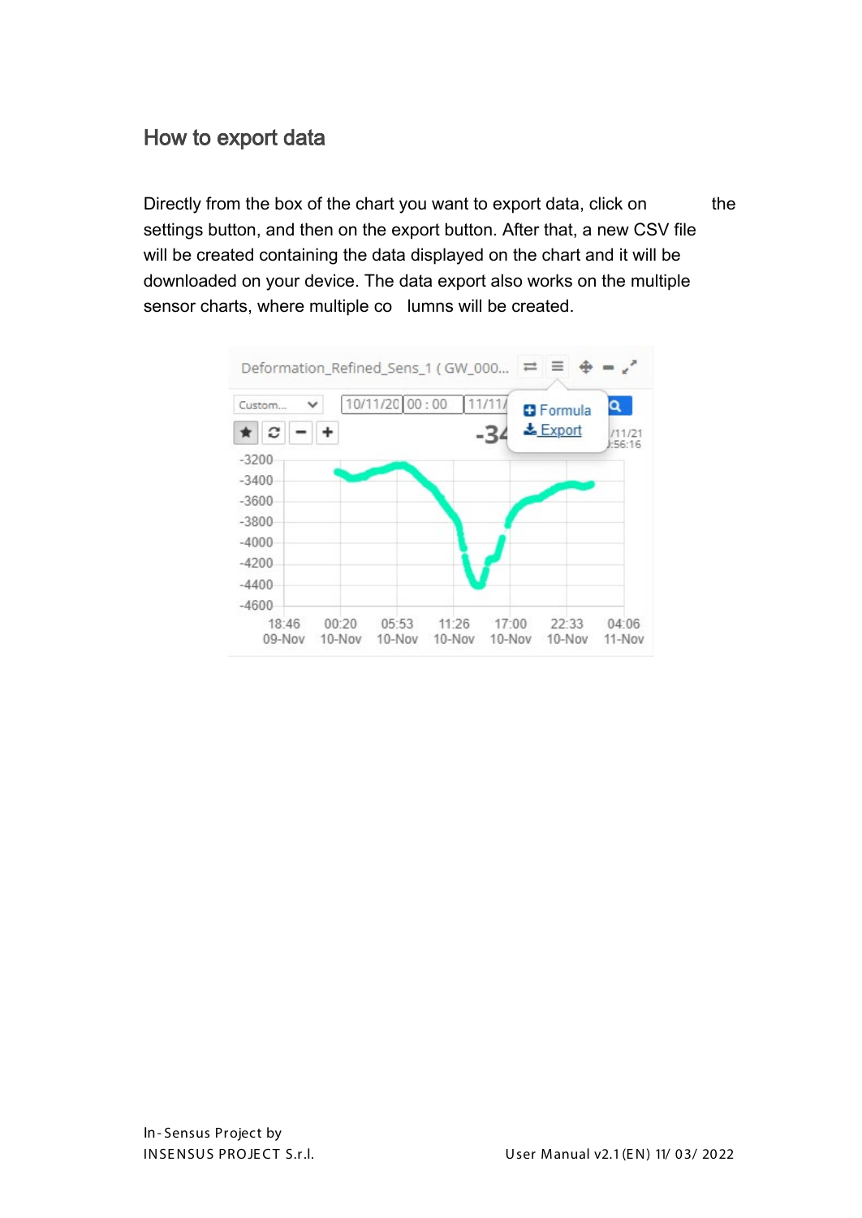## How to export data

Directly from the box of the chart you want to export data, click on the settings button, and then on the export button. After that, a new CSV file will be created containing the data displayed on the chart and it will be downloaded on your device. The data export also works on the multiple sensor charts, where multiple columns will be created.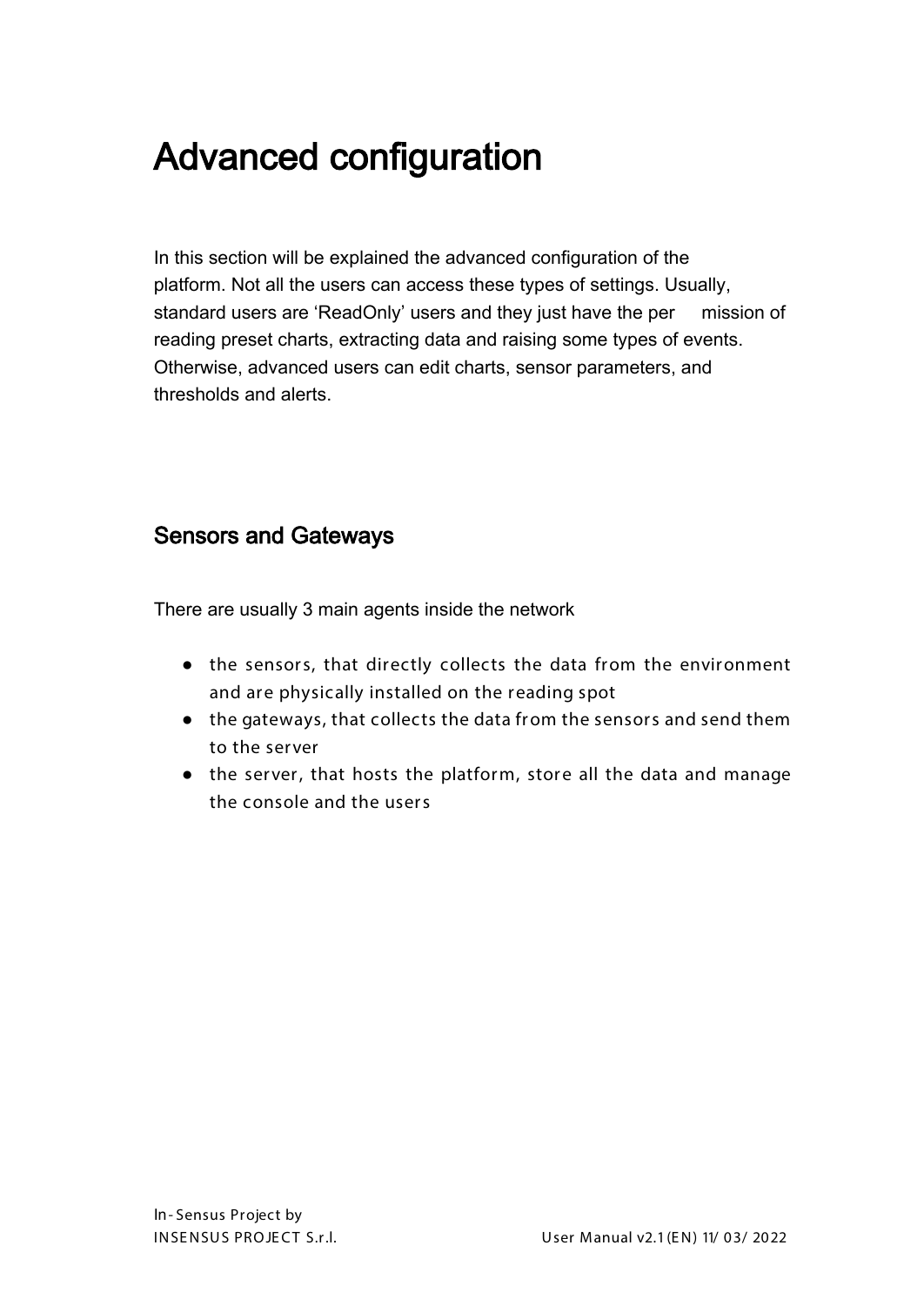# Advanced configuration

In this section will be explained the advanced configuration of the platform. Not all the users can access these types of settings. Usually, standard users are 'ReadOnly' users and they just have the permission of reading preset charts, extracting data and raising some types of events. Otherwise, advanced users can edit charts, sensor parameters, and thresholds and alerts.

## Sensors and Gateways

There are usually 3 main agents inside the network

- the sensors, that directly collects the data from the environment and are physically installed on the reading spot
- the gateways, that collects the data from the sensors and send them to the server
- the server, that hosts the platform, store all the data and manage the console and the users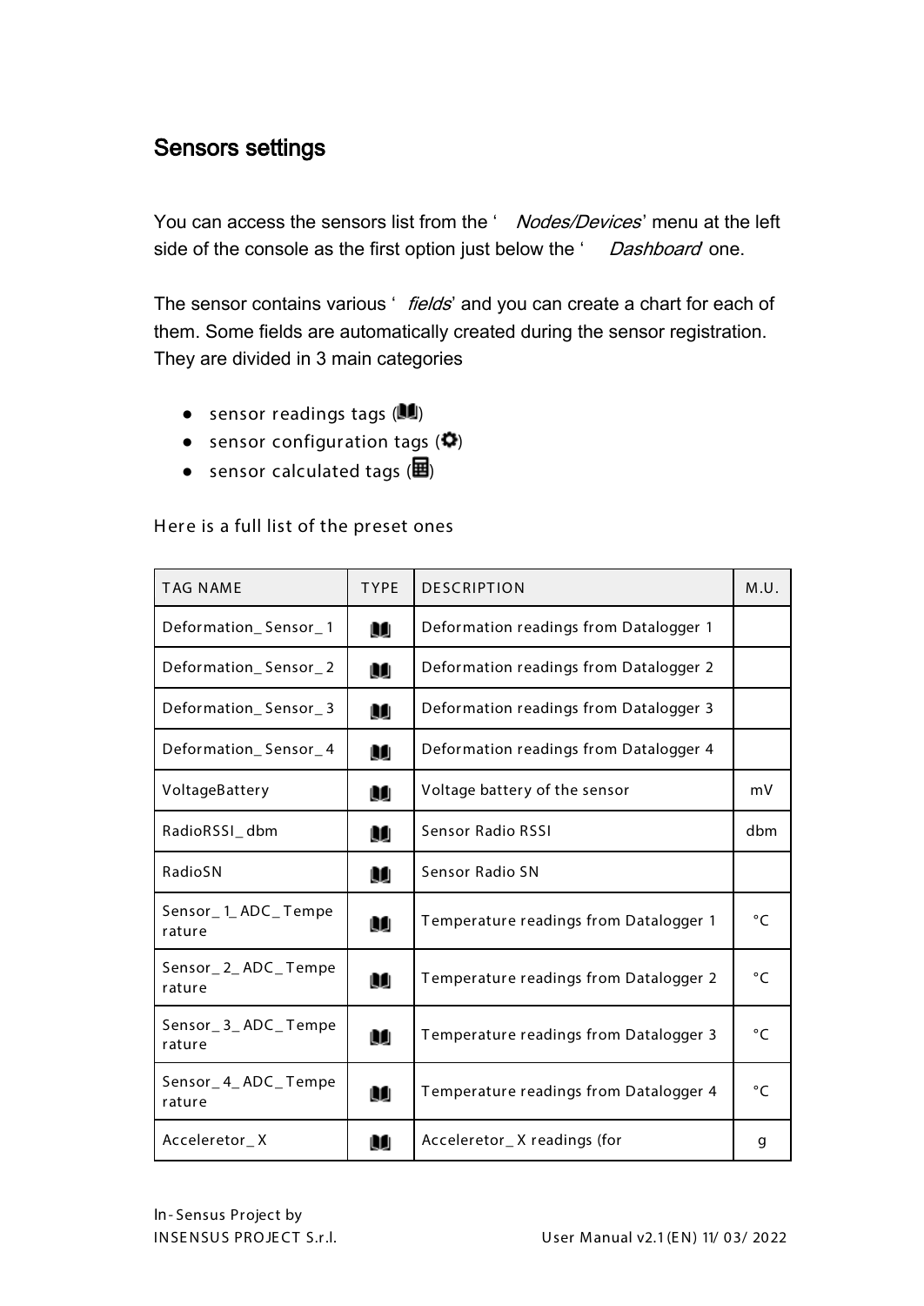## Sensors settings

You can access the sensors list from the ' *Nodes/Devices*' menu at the left side of the console as the first option just below the ' *Dashboard* one.

The sensor contains various ' *fields*' and you can create a chart for each of them. Some fields are automatically created during the sensor registration. They are divided in 3 main categories

- sensor readings tags (📖)
- sensor configuration tags (⚙)
- sensor calculated tags (🖩)

Here is a full list of the preset ones

| TAG NAME | TYPE | DESCRIPTION | M.U. |
|---|---|---|---|
| Deformation_Sensor_1 | 📖 | Deformation readings from Datalogger 1 | |
| Deformation_Sensor_2 | 📖 | Deformation readings from Datalogger 2 | |
| Deformation_Sensor_3 | 📖 | Deformation readings from Datalogger 3 | |
| Deformation_Sensor_4 | 📖 | Deformation readings from Datalogger 4 | |
| VoltageBattery | 📖 | Voltage battery of the sensor | mV |
| RadioRSSI_dbm | 📖 | Sensor Radio RSSI | dbm |
| RadioSN | 📖 | Sensor Radio SN | |
| Sensor_1_ADC_Temperature | 📖 | Temperature readings from Datalogger 1 | °C |
| Sensor_2_ADC_Temperature | 📖 | Temperature readings from Datalogger 2 | °C |
| Sensor_3_ADC_Temperature | 📖 | Temperature readings from Datalogger 3 | °C |
| Sensor_4_ADC_Temperature | 📖 | Temperature readings from Datalogger 4 | °C |
| Acceleretor_X | 📖 | Acceleretor_X readings (for | g |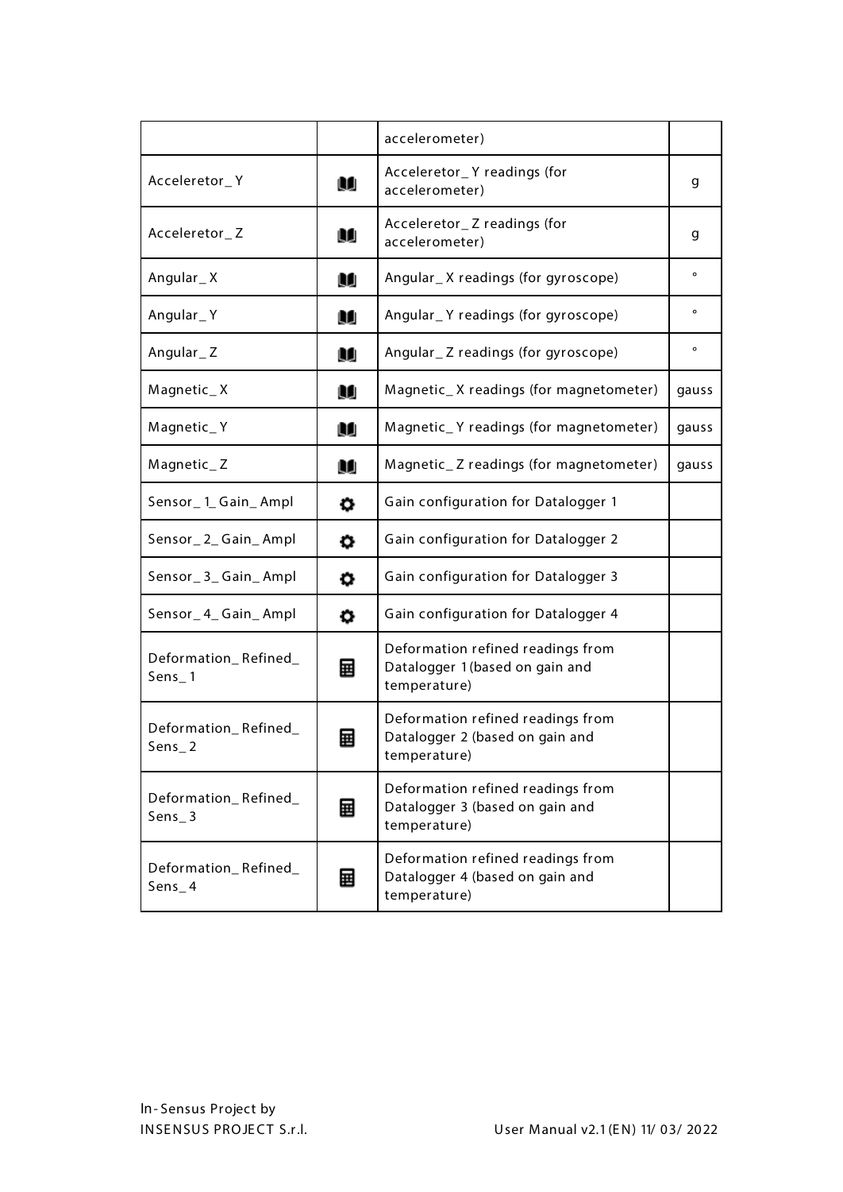| | | accelerometer) | |
|---|---|---|---|
| Acceleretor_Y | 🕮 | Acceleretor_Y readings (for accelerometer) | g |
| Acceleretor_Z | 🕮 | Acceleretor_Z readings (for accelerometer) | g |
| Angular_X | 🕮 | Angular_X readings (for gyroscope) | ° |
| Angular_Y | 🕮 | Angular_Y readings (for gyroscope) | ° |
| Angular_Z | 🕮 | Angular_Z readings (for gyroscope) | ° |
| Magnetic_X | 🕮 | Magnetic_X readings (for magnetometer) | gauss |
| Magnetic_Y | 🕮 | Magnetic_Y readings (for magnetometer) | gauss |
| Magnetic_Z | 🕮 | Magnetic_Z readings (for magnetometer) | gauss |
| Sensor_1_Gain_Ampl | ⚙ | Gain configuration for Datalogger 1 | |
| Sensor_2_Gain_Ampl | ⚙ | Gain configuration for Datalogger 2 | |
| Sensor_3_Gain_Ampl | ⚙ | Gain configuration for Datalogger 3 | |
| Sensor_4_Gain_Ampl | ⚙ | Gain configuration for Datalogger 4 | |
| Deformation_Refined_Sens_1 | 🖩 | Deformation refined readings from Datalogger 1 (based on gain and temperature) | |
| Deformation_Refined_Sens_2 | 🖩 | Deformation refined readings from Datalogger 2 (based on gain and temperature) | |
| Deformation_Refined_Sens_3 | 🖩 | Deformation refined readings from Datalogger 3 (based on gain and temperature) | |
| Deformation_Refined_Sens_4 | 🖩 | Deformation refined readings from Datalogger 4 (based on gain and temperature) | |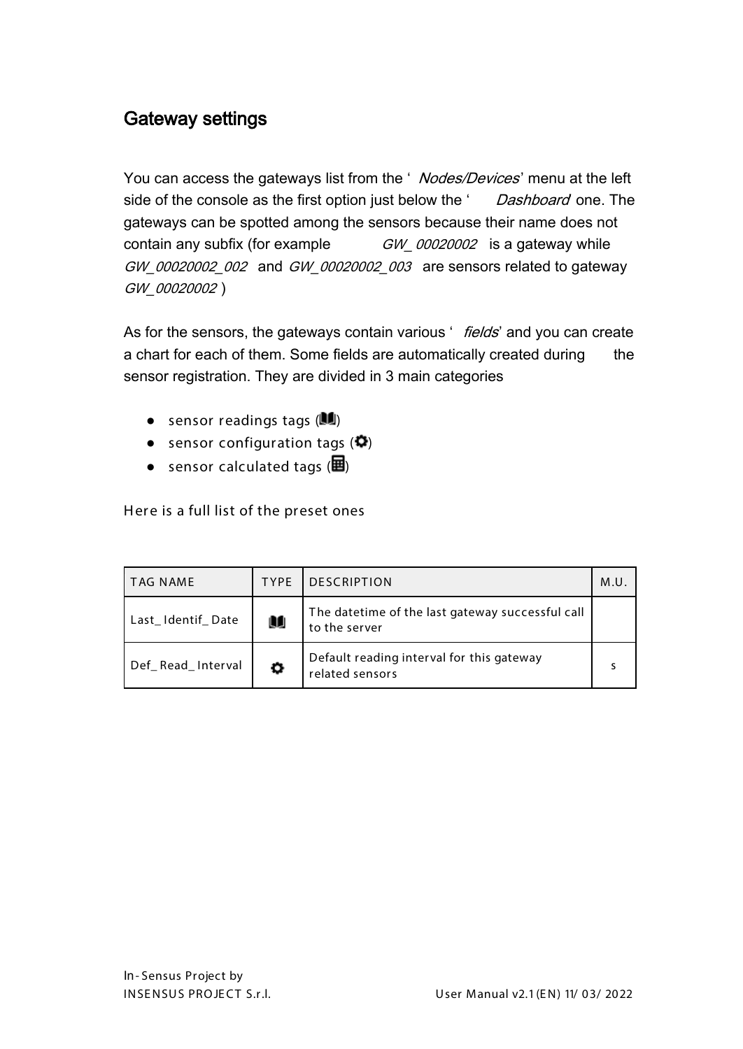## Gateway settings

You can access the gateways list from the '*Nodes/Devices*' menu at the left side of the console as the first option just below the '*Dashboard*' one. The gateways can be spotted among the sensors because their name does not contain any subfix (for example *GW_00020002* is a gateway while *GW_00020002_002* and *GW_00020002_003* are sensors related to gateway *GW_00020002* )

As for the sensors, the gateways contain various '*fields*' and you can create a chart for each of them. Some fields are automatically created during the sensor registration. They are divided in 3 main categories

- sensor readings tags (📖)
- sensor configuration tags (⚙)
- sensor calculated tags (🖩)

Here is a full list of the preset ones

| TAG NAME | TYPE | DESCRIPTION | M.U. |
|---|---|---|---|
| Last_Identif_Date | 📖 | The datetime of the last gateway successful call to the server | |
| Def_Read_Interval | ⚙ | Default reading interval for this gateway related sensors | s |